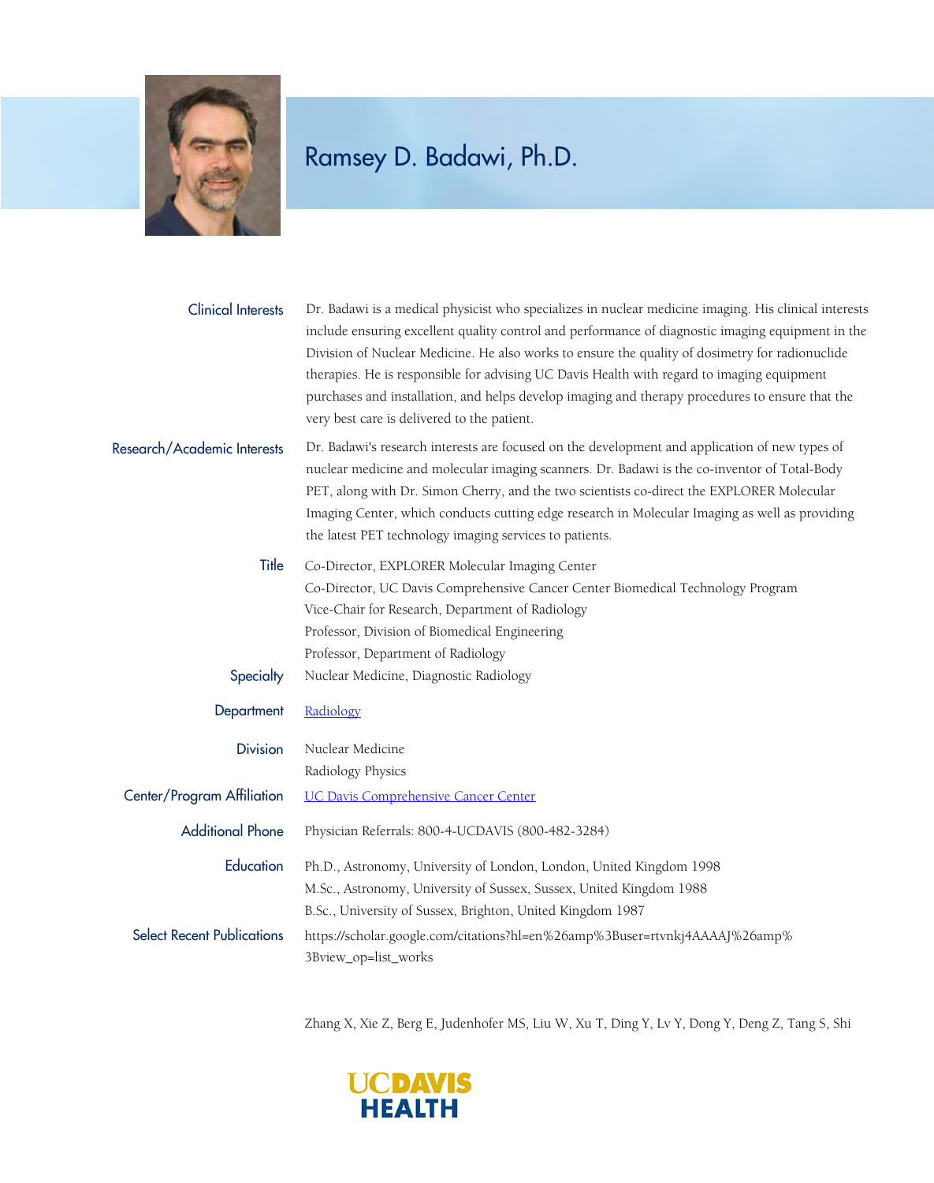# Ramsey D. Badawi, Ph.D.

**Clinical Interests**

Dr. Badawi is a medical physicist who specializes in nuclear medicine imaging. His clinical interests include ensuring excellent quality control and performance of diagnostic imaging equipment in the Division of Nuclear Medicine. He also works to ensure the quality of dosimetry for radionuclide therapies. He is responsible for advising UC Davis Health with regard to imaging equipment purchases and installation, and helps develop imaging and therapy procedures to ensure that the very best care is delivered to the patient.

**Research/Academic Interests**

Dr. Badawi's research interests are focused on the development and application of new types of nuclear medicine and molecular imaging scanners. Dr. Badawi is the co-inventor of Total-Body PET, along with Dr. Simon Cherry, and the two scientists co-direct the EXPLORER Molecular Imaging Center, which conducts cutting edge research in Molecular Imaging as well as providing the latest PET technology imaging services to patients.

**Title**

Co-Director, EXPLORER Molecular Imaging Center
Co-Director, UC Davis Comprehensive Cancer Center Biomedical Technology Program
Vice-Chair for Research, Department of Radiology
Professor, Division of Biomedical Engineering
Professor, Department of Radiology

**Specialty**

Nuclear Medicine, Diagnostic Radiology

**Department**

Radiology

**Division**

Nuclear Medicine
Radiology Physics

**Center/Program Affiliation**

UC Davis Comprehensive Cancer Center

**Additional Phone**

Physician Referrals: 800-4-UCDAVIS (800-482-3284)

**Education**

Ph.D., Astronomy, University of London, London, United Kingdom 1998
M.Sc., Astronomy, University of Sussex, Sussex, United Kingdom 1988
B.Sc., University of Sussex, Brighton, United Kingdom 1987

**Select Recent Publications**

https://scholar.google.com/citations?hl=en%26amp%3Buser=rtvnkj4AAAAJ%26amp%3Bview_op=list_works

Zhang X, Xie Z, Berg E, Judenhofer MS, Liu W, Xu T, Ding Y, Lv Y, Dong Y, Deng Z, Tang S, Shi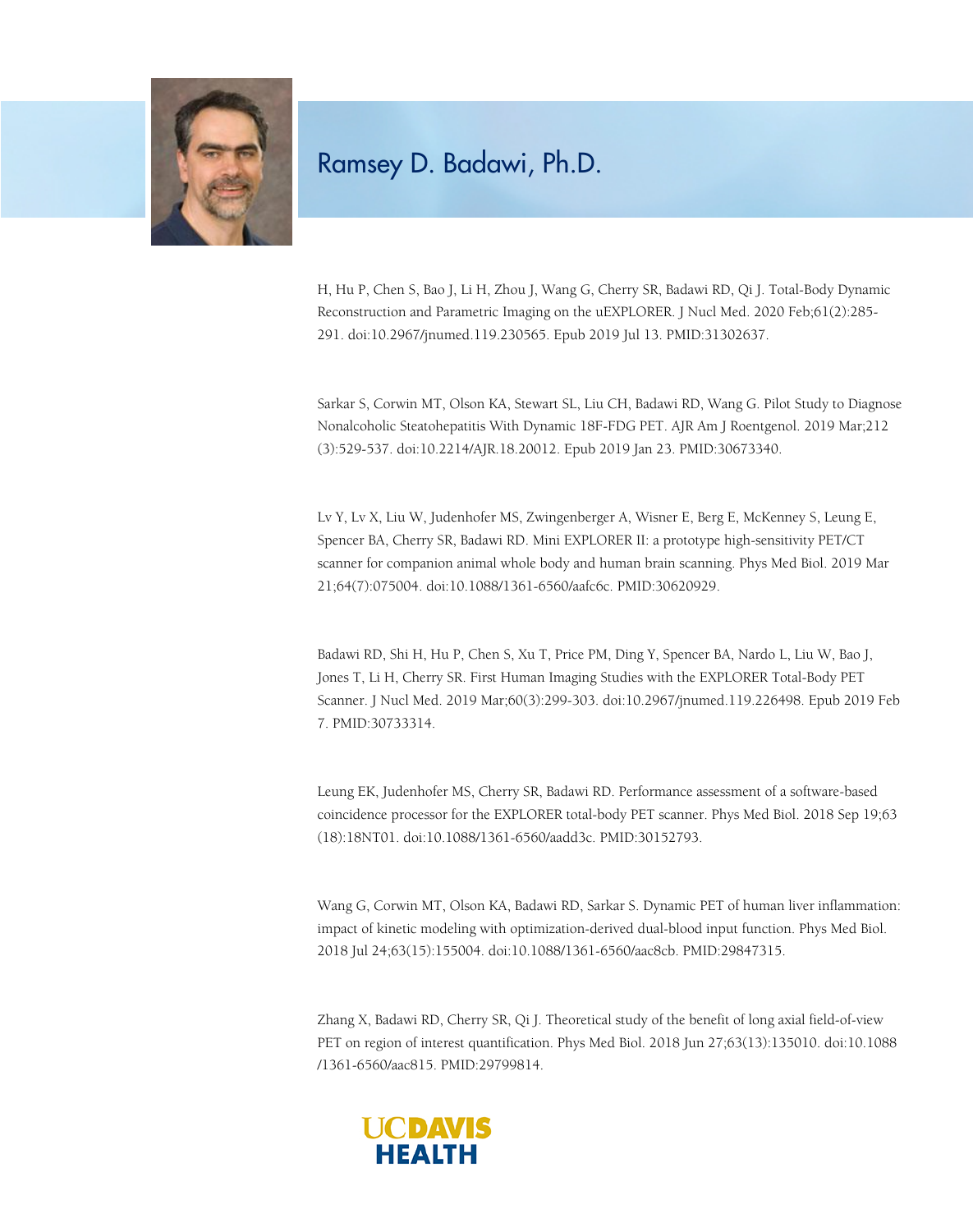# Ramsey D. Badawi, Ph.D.

H, Hu P, Chen S, Bao J, Li H, Zhou J, Wang G, Cherry SR, Badawi RD, Qi J. Total-Body Dynamic Reconstruction and Parametric Imaging on the uEXPLORER. J Nucl Med. 2020 Feb;61(2):285-291. doi:10.2967/jnumed.119.230565. Epub 2019 Jul 13. PMID:31302637.

Sarkar S, Corwin MT, Olson KA, Stewart SL, Liu CH, Badawi RD, Wang G. Pilot Study to Diagnose Nonalcoholic Steatohepatitis With Dynamic 18F-FDG PET. AJR Am J Roentgenol. 2019 Mar;212(3):529-537. doi:10.2214/AJR.18.20012. Epub 2019 Jan 23. PMID:30673340.

Lv Y, Lv X, Liu W, Judenhofer MS, Zwingenberger A, Wisner E, Berg E, McKenney S, Leung E, Spencer BA, Cherry SR, Badawi RD. Mini EXPLORER II: a prototype high-sensitivity PET/CT scanner for companion animal whole body and human brain scanning. Phys Med Biol. 2019 Mar 21;64(7):075004. doi:10.1088/1361-6560/aafc6c. PMID:30620929.

Badawi RD, Shi H, Hu P, Chen S, Xu T, Price PM, Ding Y, Spencer BA, Nardo L, Liu W, Bao J, Jones T, Li H, Cherry SR. First Human Imaging Studies with the EXPLORER Total-Body PET Scanner. J Nucl Med. 2019 Mar;60(3):299-303. doi:10.2967/jnumed.119.226498. Epub 2019 Feb 7. PMID:30733314.

Leung EK, Judenhofer MS, Cherry SR, Badawi RD. Performance assessment of a software-based coincidence processor for the EXPLORER total-body PET scanner. Phys Med Biol. 2018 Sep 19;63(18):18NT01. doi:10.1088/1361-6560/aadd3c. PMID:30152793.

Wang G, Corwin MT, Olson KA, Badawi RD, Sarkar S. Dynamic PET of human liver inflammation: impact of kinetic modeling with optimization-derived dual-blood input function. Phys Med Biol. 2018 Jul 24;63(15):155004. doi:10.1088/1361-6560/aac8cb. PMID:29847315.

Zhang X, Badawi RD, Cherry SR, Qi J. Theoretical study of the benefit of long axial field-of-view PET on region of interest quantification. Phys Med Biol. 2018 Jun 27;63(13):135010. doi:10.1088/1361-6560/aac815. PMID:29799814.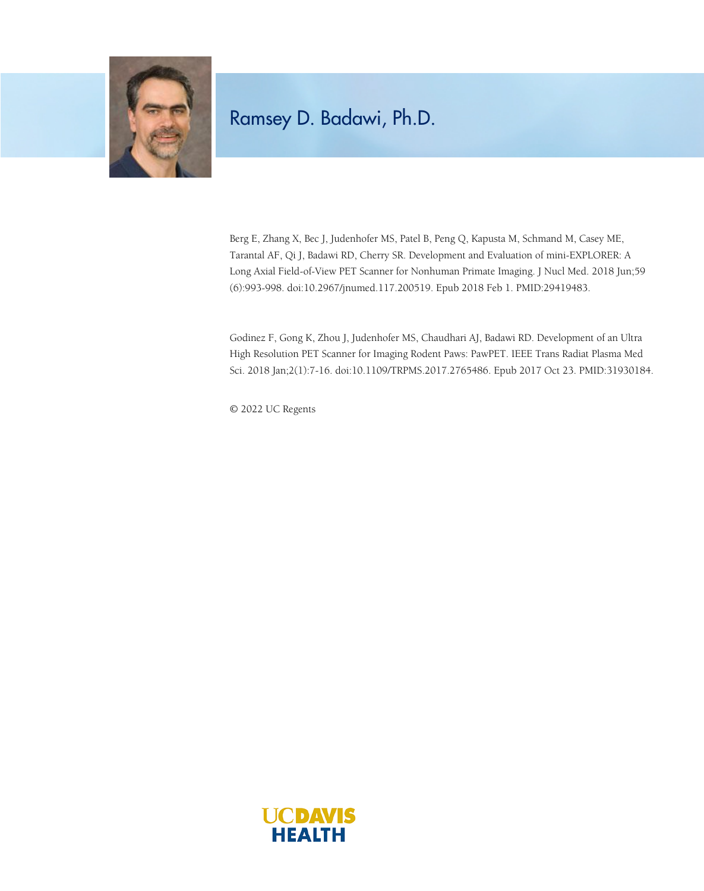# Ramsey D. Badawi, Ph.D.

Berg E, Zhang X, Bec J, Judenhofer MS, Patel B, Peng Q, Kapusta M, Schmand M, Casey ME, Tarantal AF, Qi J, Badawi RD, Cherry SR. Development and Evaluation of mini-EXPLORER: A Long Axial Field-of-View PET Scanner for Nonhuman Primate Imaging. J Nucl Med. 2018 Jun;59(6):993-998. doi:10.2967/jnumed.117.200519. Epub 2018 Feb 1. PMID:29419483.

Godinez F, Gong K, Zhou J, Judenhofer MS, Chaudhari AJ, Badawi RD. Development of an Ultra High Resolution PET Scanner for Imaging Rodent Paws: PawPET. IEEE Trans Radiat Plasma Med Sci. 2018 Jan;2(1):7-16. doi:10.1109/TRPMS.2017.2765486. Epub 2017 Oct 23. PMID:31930184.

© 2022 UC Regents

UC DAVIS HEALTH